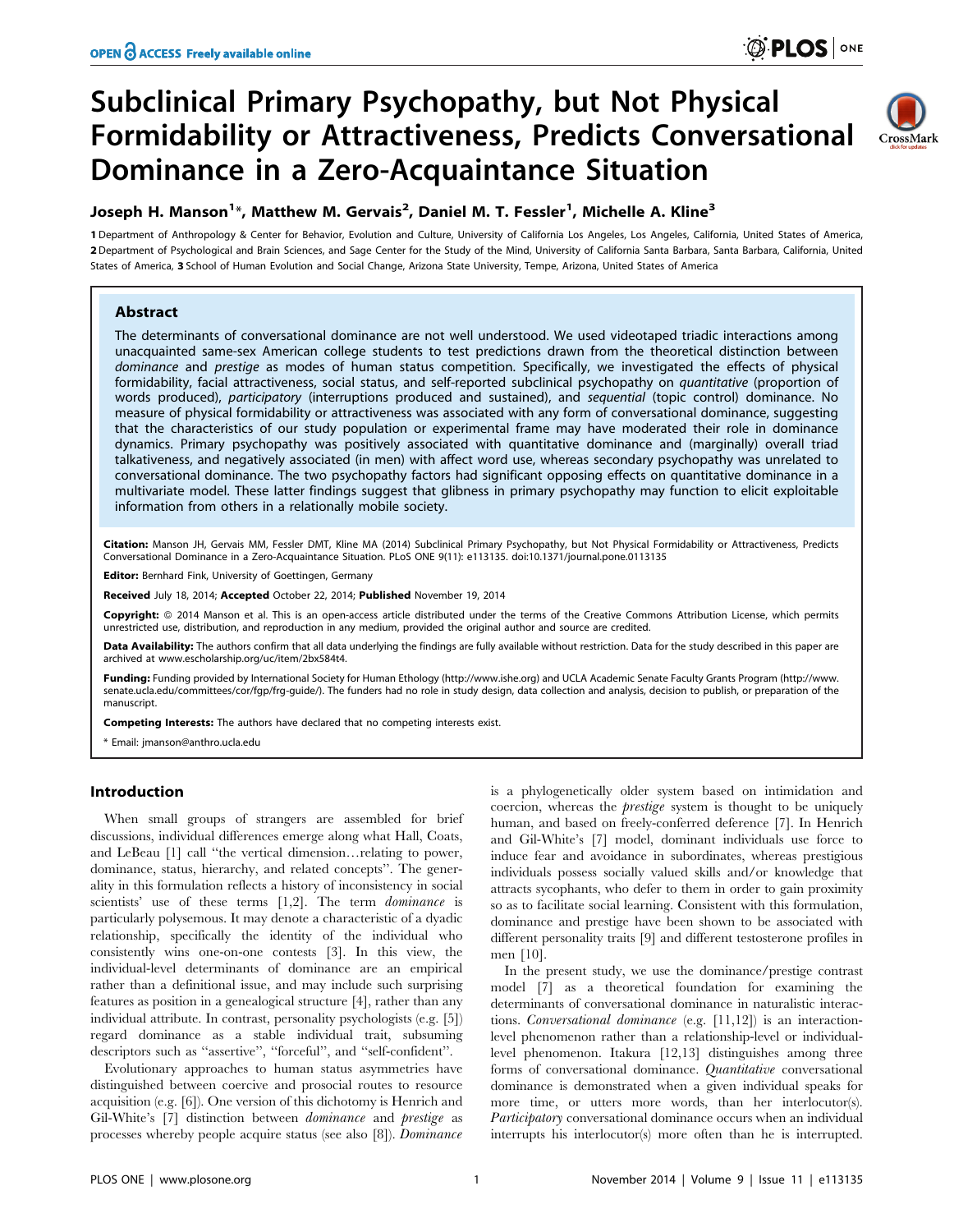# Subclinical Primary Psychopathy, but Not Physical Formidability or Attractiveness, Predicts Conversational Dominance in a Zero-Acquaintance Situation

**Joseph H. Manson[1]*, Matthew M. Gervais[2], Daniel M. T. Fessler[1], Michelle A. Kline[3]**

1 Department of Anthropology & Center for Behavior, Evolution and Culture, University of California Los Angeles, Los Angeles, California, United States of America, 2 Department of Psychological and Brain Sciences, and Sage Center for the Study of the Mind, University of California Santa Barbara, Santa Barbara, California, United States of America, 3 School of Human Evolution and Social Change, Arizona State University, Tempe, Arizona, United States of America

## Abstract

The determinants of conversational dominance are not well understood. We used videotaped triadic interactions among unacquainted same-sex American college students to test predictions drawn from the theoretical distinction between *dominance* and *prestige* as modes of human status competition. Specifically, we investigated the effects of physical formidability, facial attractiveness, social status, and self-reported subclinical psychopathy on *quantitative* (proportion of words produced), *participatory* (interruptions produced and sustained), and *sequential* (topic control) dominance. No measure of physical formidability or attractiveness was associated with any form of conversational dominance, suggesting that the characteristics of our study population or experimental frame may have moderated their role in dominance dynamics. Primary psychopathy was positively associated with quantitative dominance and (marginally) overall triad talkativeness, and negatively associated (in men) with affect word use, whereas secondary psychopathy was unrelated to conversational dominance. The two psychopathy factors had significant opposing effects on quantitative dominance in a multivariate model. These latter findings suggest that glibness in primary psychopathy may function to elicit exploitable information from others in a relationally mobile society.

**Citation:** Manson JH, Gervais MM, Fessler DMT, Kline MA (2014) Subclinical Primary Psychopathy, but Not Physical Formidability or Attractiveness, Predicts Conversational Dominance in a Zero-Acquaintance Situation. PLoS ONE 9(11): e113135. doi:10.1371/journal.pone.0113135

**Editor:** Bernhard Fink, University of Goettingen, Germany

**Received** July 18, 2014; **Accepted** October 22, 2014; **Published** November 19, 2014

**Copyright:** © 2014 Manson et al. This is an open-access article distributed under the terms of the Creative Commons Attribution License, which permits unrestricted use, distribution, and reproduction in any medium, provided the original author and source are credited.

**Data Availability:** The authors confirm that all data underlying the findings are fully available without restriction. Data for the study described in this paper are archived at www.escholarship.org/uc/item/2bx584t4.

**Funding:** Funding provided by International Society for Human Ethology (http://www.ishe.org) and UCLA Academic Senate Faculty Grants Program (http://www.senate.ucla.edu/committees/cor/fgp/frg-guide/). The funders had no role in study design, data collection and analysis, decision to publish, or preparation of the manuscript.

**Competing Interests:** The authors have declared that no competing interests exist.

\* Email: jmanson@anthro.ucla.edu

## Introduction

When small groups of strangers are assembled for brief discussions, individual differences emerge along what Hall, Coats, and LeBeau [1] call "the vertical dimension…relating to power, dominance, status, hierarchy, and related concepts". The generality in this formulation reflects a history of inconsistency in social scientists' use of these terms [1,2]. The term *dominance* is particularly polysemous. It may denote a characteristic of a dyadic relationship, specifically the identity of the individual who consistently wins one-on-one contests [3]. In this view, the individual-level determinants of dominance are an empirical rather than a definitional issue, and may include such surprising features as position in a genealogical structure [4], rather than any individual attribute. In contrast, personality psychologists (e.g. [5]) regard dominance as a stable individual trait, subsuming descriptors such as "assertive", "forceful", and "self-confident".

Evolutionary approaches to human status asymmetries have distinguished between coercive and prosocial routes to resource acquisition (e.g. [6]). One version of this dichotomy is Henrich and Gil-White's [7] distinction between *dominance* and *prestige* as processes whereby people acquire status (see also [8]). *Dominance* is a phylogenetically older system based on intimidation and coercion, whereas the *prestige* system is thought to be uniquely human, and based on freely-conferred deference [7]. In Henrich and Gil-White's [7] model, dominant individuals use force to induce fear and avoidance in subordinates, whereas prestigious individuals possess socially valued skills and/or knowledge that attracts sycophants, who defer to them in order to gain proximity so as to facilitate social learning. Consistent with this formulation, dominance and prestige have been shown to be associated with different personality traits [9] and different testosterone profiles in men [10].

In the present study, we use the dominance/prestige contrast model [7] as a theoretical foundation for examining the determinants of conversational dominance in naturalistic interactions. *Conversational dominance* (e.g. [11,12]) is an interaction-level phenomenon rather than a relationship-level or individual-level phenomenon. Itakura [12,13] distinguishes among three forms of conversational dominance. *Quantitative* conversational dominance is demonstrated when a given individual speaks for more time, or utters more words, than her interlocutor(s). *Participatory* conversational dominance occurs when an individual interrupts his interlocutor(s) more often than he is interrupted.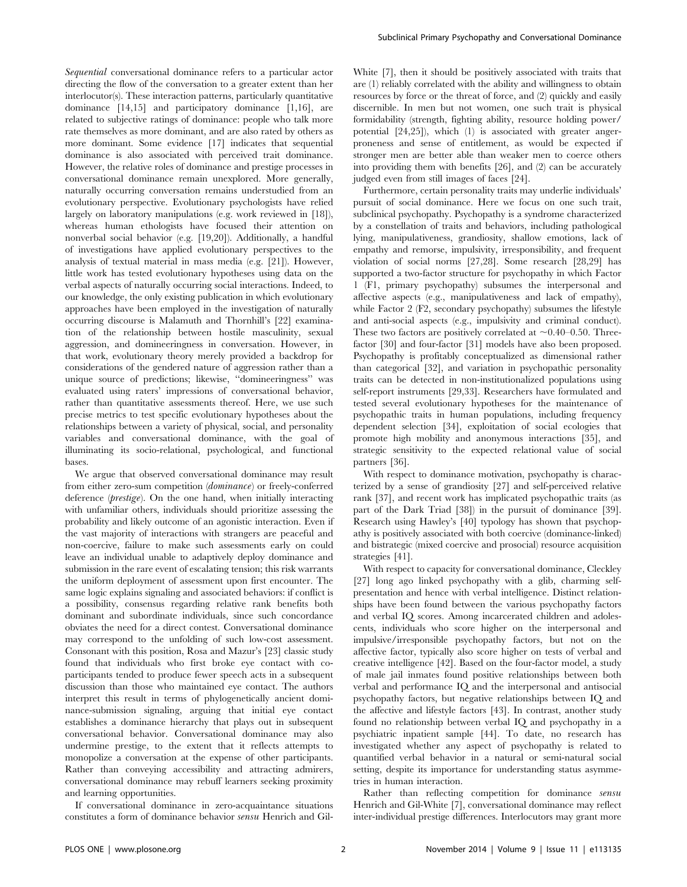*Sequential* conversational dominance refers to a particular actor directing the flow of the conversation to a greater extent than her interlocutor(s). These interaction patterns, particularly quantitative dominance [14,15] and participatory dominance [1,16], are related to subjective ratings of dominance: people who talk more rate themselves as more dominant, and are also rated by others as more dominant. Some evidence [17] indicates that sequential dominance is also associated with perceived trait dominance. However, the relative roles of dominance and prestige processes in conversational dominance remain unexplored. More generally, naturally occurring conversation remains understudied from an evolutionary perspective. Evolutionary psychologists have relied largely on laboratory manipulations (e.g. work reviewed in [18]), whereas human ethologists have focused their attention on nonverbal social behavior (e.g. [19,20]). Additionally, a handful of investigations have applied evolutionary perspectives to the analysis of textual material in mass media (e.g. [21]). However, little work has tested evolutionary hypotheses using data on the verbal aspects of naturally occurring social interactions. Indeed, to our knowledge, the only existing publication in which evolutionary approaches have been employed in the investigation of naturally occurring discourse is Malamuth and Thornhill's [22] examination of the relationship between hostile masculinity, sexual aggression, and domineeringness in conversation. However, in that work, evolutionary theory merely provided a backdrop for considerations of the gendered nature of aggression rather than a unique source of predictions; likewise, "domineeringness" was evaluated using raters' impressions of conversational behavior, rather than quantitative assessments thereof. Here, we use such precise metrics to test specific evolutionary hypotheses about the relationships between a variety of physical, social, and personality variables and conversational dominance, with the goal of illuminating its socio-relational, psychological, and functional bases.

We argue that observed conversational dominance may result from either zero-sum competition (*dominance*) or freely-conferred deference (*prestige*). On the one hand, when initially interacting with unfamiliar others, individuals should prioritize assessing the probability and likely outcome of an agonistic interaction. Even if the vast majority of interactions with strangers are peaceful and non-coercive, failure to make such assessments early on could leave an individual unable to adaptively deploy dominance and submission in the rare event of escalating tension; this risk warrants the uniform deployment of assessment upon first encounter. The same logic explains signaling and associated behaviors: if conflict is a possibility, consensus regarding relative rank benefits both dominant and subordinate individuals, since such concordance obviates the need for a direct contest. Conversational dominance may correspond to the unfolding of such low-cost assessment. Consonant with this position, Rosa and Mazur's [23] classic study found that individuals who first broke eye contact with co-participants tended to produce fewer speech acts in a subsequent discussion than those who maintained eye contact. The authors interpret this result in terms of phylogenetically ancient dominance-submission signaling, arguing that initial eye contact establishes a dominance hierarchy that plays out in subsequent conversational behavior. Conversational dominance may also undermine prestige, to the extent that it reflects attempts to monopolize a conversation at the expense of other participants. Rather than conveying accessibility and attracting admirers, conversational dominance may rebuff learners seeking proximity and learning opportunities.

If conversational dominance in zero-acquaintance situations constitutes a form of dominance behavior *sensu* Henrich and Gil-White [7], then it should be positively associated with traits that are (1) reliably correlated with the ability and willingness to obtain resources by force or the threat of force, and (2) quickly and easily discernible. In men but not women, one such trait is physical formidability (strength, fighting ability, resource holding power/potential [24,25]), which (1) is associated with greater anger-proneness and sense of entitlement, as would be expected if stronger men are better able than weaker men to coerce others into providing them with benefits [26], and (2) can be accurately judged even from still images of faces [24].

Furthermore, certain personality traits may underlie individuals' pursuit of social dominance. Here we focus on one such trait, subclinical psychopathy. Psychopathy is a syndrome characterized by a constellation of traits and behaviors, including pathological lying, manipulativeness, grandiosity, shallow emotions, lack of empathy and remorse, impulsivity, irresponsibility, and frequent violation of social norms [27,28]. Some research [28,29] has supported a two-factor structure for psychopathy in which Factor 1 (F1, primary psychopathy) subsumes the interpersonal and affective aspects (e.g., manipulativeness and lack of empathy), while Factor 2 (F2, secondary psychopathy) subsumes the lifestyle and anti-social aspects (e.g., impulsivity and criminal conduct). These two factors are positively correlated at ~0.40–0.50. Three-factor [30] and four-factor [31] models have also been proposed. Psychopathy is profitably conceptualized as dimensional rather than categorical [32], and variation in psychopathic personality traits can be detected in non-institutionalized populations using self-report instruments [29,33]. Researchers have formulated and tested several evolutionary hypotheses for the maintenance of psychopathic traits in human populations, including frequency dependent selection [34], exploitation of social ecologies that promote high mobility and anonymous interactions [35], and strategic sensitivity to the expected relational value of social partners [36].

With respect to dominance motivation, psychopathy is characterized by a sense of grandiosity [27] and self-perceived relative rank [37], and recent work has implicated psychopathic traits (as part of the Dark Triad [38]) in the pursuit of dominance [39]. Research using Hawley's [40] typology has shown that psychopathy is positively associated with both coercive (dominance-linked) and bistrategic (mixed coercive and prosocial) resource acquisition strategies [41].

With respect to capacity for conversational dominance, Cleckley [27] long ago linked psychopathy with a glib, charming self-presentation and hence with verbal intelligence. Distinct relationships have been found between the various psychopathy factors and verbal IQ scores. Among incarcerated children and adolescents, individuals who score higher on the interpersonal and impulsive/irresponsible psychopathy factors, but not on the affective factor, typically also score higher on tests of verbal and creative intelligence [42]. Based on the four-factor model, a study of male jail inmates found positive relationships between both verbal and performance IQ and the interpersonal and antisocial psychopathy factors, but negative relationships between IQ and the affective and lifestyle factors [43]. In contrast, another study found no relationship between verbal IQ and psychopathy in a psychiatric inpatient sample [44]. To date, no research has investigated whether any aspect of psychopathy is related to quantified verbal behavior in a natural or semi-natural social setting, despite its importance for understanding status asymmetries in human interaction.

Rather than reflecting competition for dominance *sensu* Henrich and Gil-White [7], conversational dominance may reflect inter-individual prestige differences. Interlocutors may grant more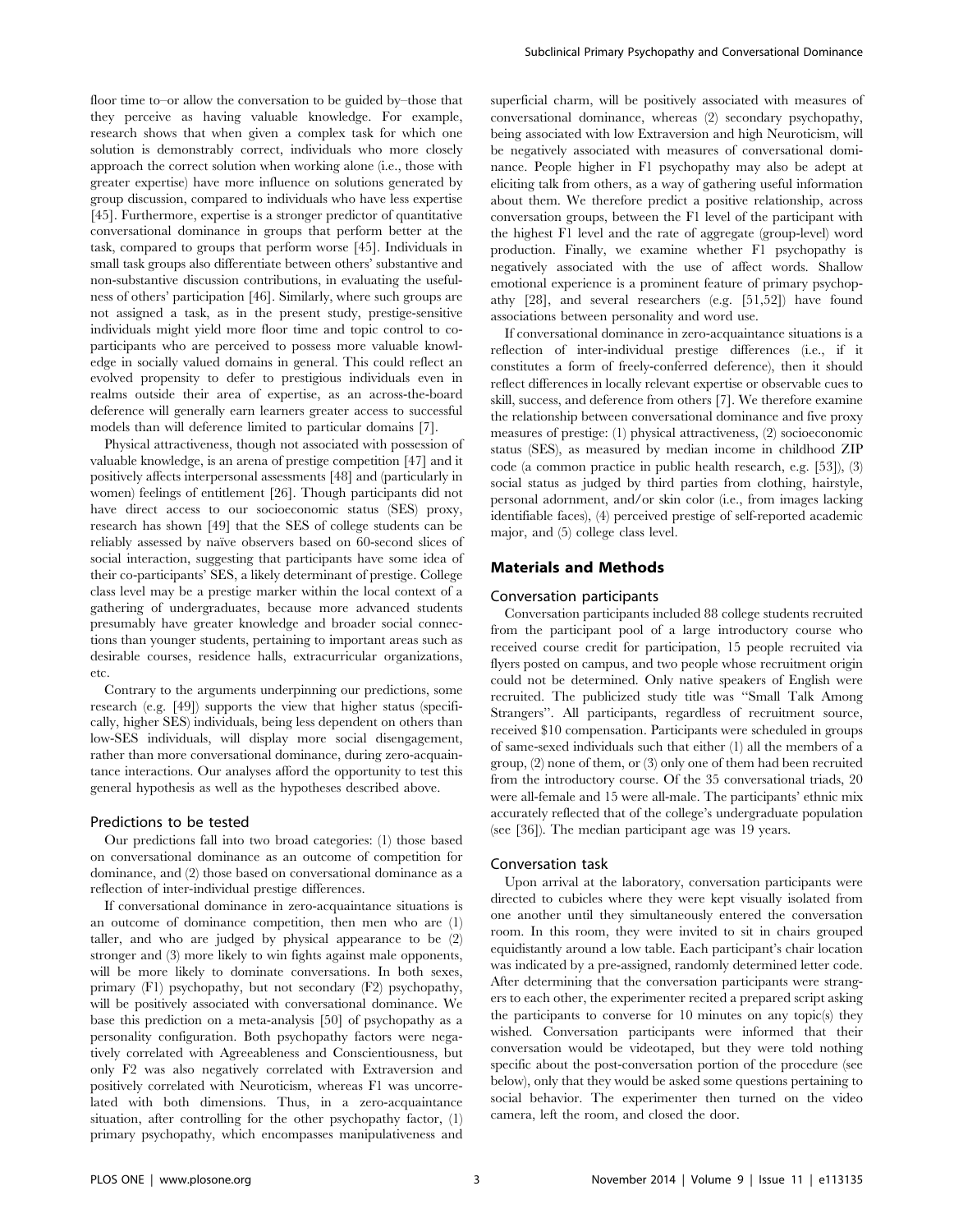floor time to–or allow the conversation to be guided by–those that they perceive as having valuable knowledge. For example, research shows that when given a complex task for which one solution is demonstrably correct, individuals who more closely approach the correct solution when working alone (i.e., those with greater expertise) have more influence on solutions generated by group discussion, compared to individuals who have less expertise [45]. Furthermore, expertise is a stronger predictor of quantitative conversational dominance in groups that perform better at the task, compared to groups that perform worse [45]. Individuals in small task groups also differentiate between others' substantive and non-substantive discussion contributions, in evaluating the usefulness of others' participation [46]. Similarly, where such groups are not assigned a task, as in the present study, prestige-sensitive individuals might yield more floor time and topic control to co-participants who are perceived to possess more valuable knowledge in socially valued domains in general. This could reflect an evolved propensity to defer to prestigious individuals even in realms outside their area of expertise, as an across-the-board deference will generally earn learners greater access to successful models than will deference limited to particular domains [7].

Physical attractiveness, though not associated with possession of valuable knowledge, is an arena of prestige competition [47] and it positively affects interpersonal assessments [48] and (particularly in women) feelings of entitlement [26]. Though participants did not have direct access to our socioeconomic status (SES) proxy, research has shown [49] that the SES of college students can be reliably assessed by naive observers based on 60-second slices of social interaction, suggesting that participants have some idea of their co-participants' SES, a likely determinant of prestige. College class level may be a prestige marker within the local context of a gathering of undergraduates, because more advanced students presumably have greater knowledge and broader social connections than younger students, pertaining to important areas such as desirable courses, residence halls, extracurricular organizations, etc.

Contrary to the arguments underpinning our predictions, some research (e.g. [49]) supports the view that higher status (specifically, higher SES) individuals, being less dependent on others than low-SES individuals, will display more social disengagement, rather than more conversational dominance, during zero-acquaintance interactions. Our analyses afford the opportunity to test this general hypothesis as well as the hypotheses described above.

### Predictions to be tested

Our predictions fall into two broad categories: (1) those based on conversational dominance as an outcome of competition for dominance, and (2) those based on conversational dominance as a reflection of inter-individual prestige differences.

If conversational dominance in zero-acquaintance situations is an outcome of dominance competition, then men who are (1) taller, and who are judged by physical appearance to be (2) stronger and (3) more likely to win fights against male opponents, will be more likely to dominate conversations. In both sexes, primary (F1) psychopathy, but not secondary (F2) psychopathy, will be positively associated with conversational dominance. We base this prediction on a meta-analysis [50] of psychopathy as a personality configuration. Both psychopathy factors were negatively correlated with Agreeableness and Conscientiousness, but only F2 was also negatively correlated with Extraversion and positively correlated with Neuroticism, whereas F1 was uncorrelated with both dimensions. Thus, in a zero-acquaintance situation, after controlling for the other psychopathy factor, (1) primary psychopathy, which encompasses manipulativeness and superficial charm, will be positively associated with measures of conversational dominance, whereas (2) secondary psychopathy, being associated with low Extraversion and high Neuroticism, will be negatively associated with measures of conversational dominance. People higher in F1 psychopathy may also be adept at eliciting talk from others, as a way of gathering useful information about them. We therefore predict a positive relationship, across conversation groups, between the F1 level of the participant with the highest F1 level and the rate of aggregate (group-level) word production. Finally, we examine whether F1 psychopathy is negatively associated with the use of affect words. Shallow emotional experience is a prominent feature of primary psychopathy [28], and several researchers (e.g. [51,52]) have found associations between personality and word use.

If conversational dominance in zero-acquaintance situations is a reflection of inter-individual prestige differences (i.e., if it constitutes a form of freely-conferred deference), then it should reflect differences in locally relevant expertise or observable cues to skill, success, and deference from others [7]. We therefore examine the relationship between conversational dominance and five proxy measures of prestige: (1) physical attractiveness, (2) socioeconomic status (SES), as measured by median income in childhood ZIP code (a common practice in public health research, e.g. [53]), (3) social status as judged by third parties from clothing, hairstyle, personal adornment, and/or skin color (i.e., from images lacking identifiable faces), (4) perceived prestige of self-reported academic major, and (5) college class level.

## Materials and Methods

### Conversation participants

Conversation participants included 88 college students recruited from the participant pool of a large introductory course who received course credit for participation, 15 people recruited via flyers posted on campus, and two people whose recruitment origin could not be determined. Only native speakers of English were recruited. The publicized study title was "Small Talk Among Strangers". All participants, regardless of recruitment source, received \$10 compensation. Participants were scheduled in groups of same-sexed individuals such that either (1) all the members of a group, (2) none of them, or (3) only one of them had been recruited from the introductory course. Of the 35 conversational triads, 20 were all-female and 15 were all-male. The participants' ethnic mix accurately reflected that of the college's undergraduate population (see [36]). The median participant age was 19 years.

### Conversation task

Upon arrival at the laboratory, conversation participants were directed to cubicles where they were kept visually isolated from one another until they simultaneously entered the conversation room. In this room, they were invited to sit in chairs grouped equidistantly around a low table. Each participant's chair location was indicated by a pre-assigned, randomly determined letter code. After determining that the conversation participants were strangers to each other, the experimenter recited a prepared script asking the participants to converse for 10 minutes on any topic(s) they wished. Conversation participants were informed that their conversation would be videotaped, but they were told nothing specific about the post-conversation portion of the procedure (see below), only that they would be asked some questions pertaining to social behavior. The experimenter then turned on the video camera, left the room, and closed the door.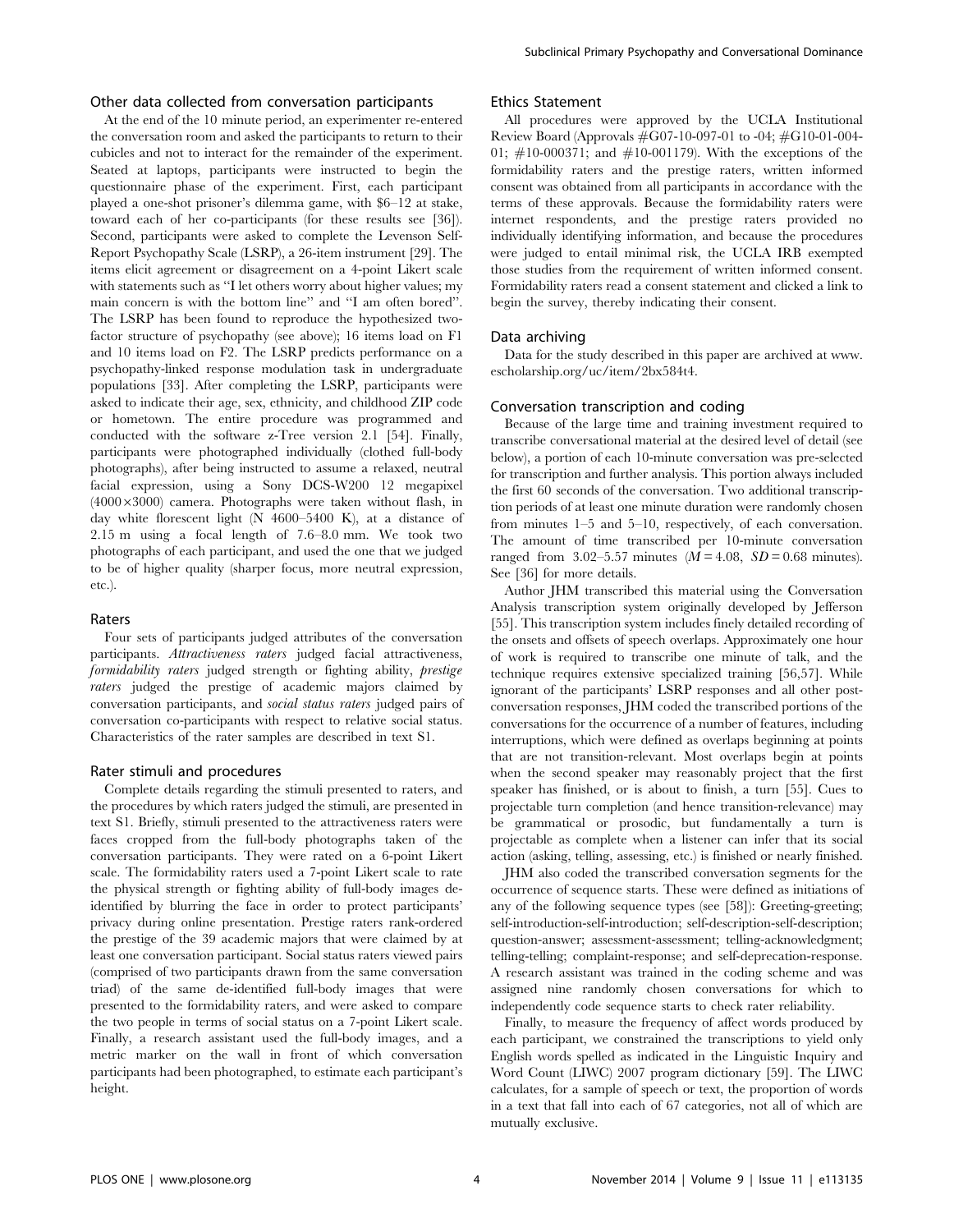### Other data collected from conversation participants

At the end of the 10 minute period, an experimenter re-entered the conversation room and asked the participants to return to their cubicles and not to interact for the remainder of the experiment. Seated at laptops, participants were instructed to begin the questionnaire phase of the experiment. First, each participant played a one-shot prisoner's dilemma game, with $6–12 at stake, toward each of her co-participants (for these results see [36]). Second, participants were asked to complete the Levenson Self-Report Psychopathy Scale (LSRP), a 26-item instrument [29]. The items elicit agreement or disagreement on a 4-point Likert scale with statements such as "I let others worry about higher values; my main concern is with the bottom line" and "I am often bored". The LSRP has been found to reproduce the hypothesized two-factor structure of psychopathy (see above); 16 items load on F1 and 10 items load on F2. The LSRP predicts performance on a psychopathy-linked response modulation task in undergraduate populations [33]. After completing the LSRP, participants were asked to indicate their age, sex, ethnicity, and childhood ZIP code or hometown. The entire procedure was programmed and conducted with the software z-Tree version 2.1 [54]. Finally, participants were photographed individually (clothed full-body photographs), after being instructed to assume a relaxed, neutral facial expression, using a Sony DCS-W200 12 megapixel ($4000 \times 3000$) camera. Photographs were taken without flash, in day white florescent light (N 4600–5400 K), at a distance of 2.15 m using a focal length of 7.6–8.0 mm. We took two photographs of each participant, and used the one that we judged to be of higher quality (sharper focus, more neutral expression, etc.).

### Raters

Four sets of participants judged attributes of the conversation participants. *Attractiveness raters* judged facial attractiveness, *formidability raters* judged strength or fighting ability, *prestige raters* judged the prestige of academic majors claimed by conversation participants, and *social status raters* judged pairs of conversation co-participants with respect to relative social status. Characteristics of the rater samples are described in text S1.

### Rater stimuli and procedures

Complete details regarding the stimuli presented to raters, and the procedures by which raters judged the stimuli, are presented in text S1. Briefly, stimuli presented to the attractiveness raters were faces cropped from the full-body photographs taken of the conversation participants. They were rated on a 6-point Likert scale. The formidability raters used a 7-point Likert scale to rate the physical strength or fighting ability of full-body images de-identified by blurring the face in order to protect participants' privacy during online presentation. Prestige raters rank-ordered the prestige of the 39 academic majors that were claimed by at least one conversation participant. Social status raters viewed pairs (comprised of two participants drawn from the same conversation triad) of the same de-identified full-body images that were presented to the formidability raters, and were asked to compare the two people in terms of social status on a 7-point Likert scale. Finally, a research assistant used the full-body images, and a metric marker on the wall in front of which conversation participants had been photographed, to estimate each participant's height.

### Ethics Statement

All procedures were approved by the UCLA Institutional Review Board (Approvals #G07-10-097-01 to -04; #G10-01-004-01; #10-000371; and #10-001179). With the exceptions of the formidability raters and the prestige raters, written informed consent was obtained from all participants in accordance with the terms of these approvals. Because the formidability raters were internet respondents, and the prestige raters provided no individually identifying information, and because the procedures were judged to entail minimal risk, the UCLA IRB exempted those studies from the requirement of written informed consent. Formidability raters read a consent statement and clicked a link to begin the survey, thereby indicating their consent.

### Data archiving

Data for the study described in this paper are archived at www.escholarship.org/uc/item/2bx584t4.

### Conversation transcription and coding

Because of the large time and training investment required to transcribe conversational material at the desired level of detail (see below), a portion of each 10-minute conversation was pre-selected for transcription and further analysis. This portion always included the first 60 seconds of the conversation. Two additional transcription periods of at least one minute duration were randomly chosen from minutes 1–5 and 5–10, respectively, of each conversation. The amount of time transcribed per 10-minute conversation ranged from 3.02–5.57 minutes ($M = 4.08$, $SD = 0.68$ minutes). See [36] for more details.

Author JHM transcribed this material using the Conversation Analysis transcription system originally developed by Jefferson [55]. This transcription system includes finely detailed recording of the onsets and offsets of speech overlaps. Approximately one hour of work is required to transcribe one minute of talk, and the technique requires extensive specialized training [56,57]. While ignorant of the participants' LSRP responses and all other post-conversation responses, JHM coded the transcribed portions of the conversations for the occurrence of a number of features, including interruptions, which were defined as overlaps beginning at points that are not transition-relevant. Most overlaps begin at points when the second speaker may reasonably project that the first speaker has finished, or is about to finish, a turn [55]. Cues to projectable turn completion (and hence transition-relevance) may be grammatical or prosodic, but fundamentally a turn is projectable as complete when a listener can infer that its social action (asking, telling, assessing, etc.) is finished or nearly finished.

JHM also coded the transcribed conversation segments for the occurrence of sequence starts. These were defined as initiations of any of the following sequence types (see [58]): Greeting-greeting; self-introduction-self-introduction; self-description-self-description; question-answer; assessment-assessment; telling-acknowledgment; telling-telling; complaint-response; and self-deprecation-response. A research assistant was trained in the coding scheme and was assigned nine randomly chosen conversations for which to independently code sequence starts to check rater reliability.

Finally, to measure the frequency of affect words produced by each participant, we constrained the transcriptions to yield only English words spelled as indicated in the Linguistic Inquiry and Word Count (LIWC) 2007 program dictionary [59]. The LIWC calculates, for a sample of speech or text, the proportion of words in a text that fall into each of 67 categories, not all of which are mutually exclusive.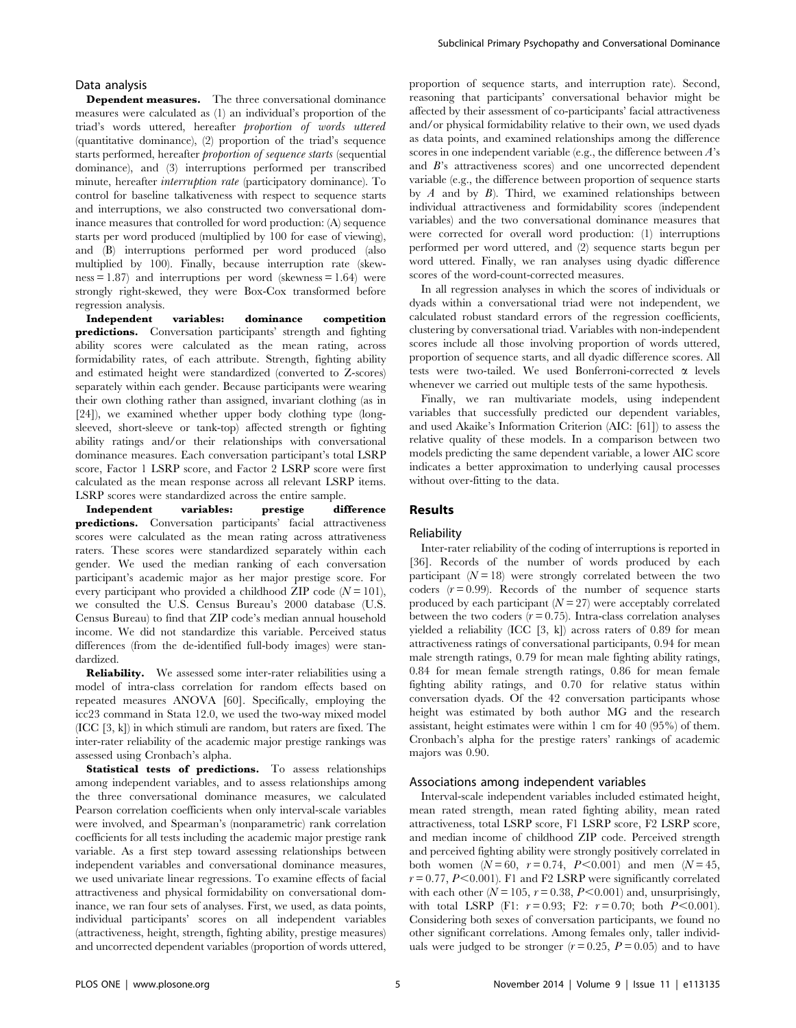### Data analysis

**Dependent measures.** The three conversational dominance measures were calculated as (1) an individual's proportion of the triad's words uttered, hereafter *proportion of words uttered* (quantitative dominance), (2) proportion of the triad's sequence starts performed, hereafter *proportion of sequence starts* (sequential dominance), and (3) interruptions performed per transcribed minute, hereafter *interruption rate* (participatory dominance). To control for baseline talkativeness with respect to sequence starts and interruptions, we also constructed two conversational dominance measures that controlled for word production: (A) sequence starts per word produced (multiplied by 100 for ease of viewing), and (B) interruptions performed per word produced (also multiplied by 100). Finally, because interruption rate (skewness = 1.87) and interruptions per word (skewness = 1.64) were strongly right-skewed, they were Box-Cox transformed before regression analysis.

**Independent variables: dominance competition predictions.** Conversation participants' strength and fighting ability scores were calculated as the mean rating, across formidability rates, of each attribute. Strength, fighting ability and estimated height were standardized (converted to Z-scores) separately within each gender. Because participants were wearing their own clothing rather than assigned, invariant clothing (as in [24]), we examined whether upper body clothing type (long-sleeved, short-sleeve or tank-top) affected strength or fighting ability ratings and/or their relationships with conversational dominance measures. Each conversation participant's total LSRP score, Factor 1 LSRP score, and Factor 2 LSRP score were first calculated as the mean response across all relevant LSRP items. LSRP scores were standardized across the entire sample.

**Independent variables: prestige difference predictions.** Conversation participants' facial attractiveness scores were calculated as the mean rating across attrativeness raters. These scores were standardized separately within each gender. We used the median ranking of each conversation participant's academic major as her major prestige score. For every participant who provided a childhood ZIP code ($N = 101$), we consulted the U.S. Census Bureau's 2000 database (U.S. Census Bureau) to find that ZIP code's median annual household income. We did not standardize this variable. Perceived status differences (from the de-identified full-body images) were standardized.

**Reliability.** We assessed some inter-rater reliabilities using a model of intra-class correlation for random effects based on repeated measures ANOVA [60]. Specifically, employing the icc23 command in Stata 12.0, we used the two-way mixed model (ICC [3, k]) in which stimuli are random, but raters are fixed. The inter-rater reliability of the academic major prestige rankings was assessed using Cronbach's alpha.

**Statistical tests of predictions.** To assess relationships among independent variables, and to assess relationships among the three conversational dominance measures, we calculated Pearson correlation coefficients when only interval-scale variables were involved, and Spearman's (nonparametric) rank correlation coefficients for all tests including the academic major prestige rank variable. As a first step toward assessing relationships between independent variables and conversational dominance measures, we used univariate linear regressions. To examine effects of facial attractiveness and physical formidability on conversational dominance, we ran four sets of analyses. First, we used, as data points, individual participants' scores on all independent variables (attractiveness, height, strength, fighting ability, prestige measures) and uncorrected dependent variables (proportion of words uttered, proportion of sequence starts, and interruption rate). Second, reasoning that participants' conversational behavior might be affected by their assessment of co-participants' facial attractiveness and/or physical formidability relative to their own, we used dyads as data points, and examined relationships among the difference scores in one independent variable (e.g., the difference between *A*'s and *B*'s attractiveness scores) and one uncorrected dependent variable (e.g., the difference between proportion of sequence starts by *A* and by *B*). Third, we examined relationships between individual attractiveness and formidability scores (independent variables) and the two conversational dominance measures that were corrected for overall word production: (1) interruptions performed per word uttered, and (2) sequence starts begun per word uttered. Finally, we ran analyses using dyadic difference scores of the word-count-corrected measures.

In all regression analyses in which the scores of individuals or dyads within a conversational triad were not independent, we calculated robust standard errors of the regression coefficients, clustering by conversational triad. Variables with non-independent scores include all those involving proportion of words uttered, proportion of sequence starts, and all dyadic difference scores. All tests were two-tailed. We used Bonferroni-corrected $\alpha$ levels whenever we carried out multiple tests of the same hypothesis.

Finally, we ran multivariate models, using independent variables that successfully predicted our dependent variables, and used Akaike's Information Criterion (AIC: [61]) to assess the relative quality of these models. In a comparison between two models predicting the same dependent variable, a lower AIC score indicates a better approximation to underlying causal processes without over-fitting to the data.

## Results

### Reliability

Inter-rater reliability of the coding of interruptions is reported in [36]. Records of the number of words produced by each participant ($N = 18$) were strongly correlated between the two coders ($r = 0.99$). Records of the number of sequence starts produced by each participant ($N = 27$) were acceptably correlated between the two coders ($r = 0.75$). Intra-class correlation analyses yielded a reliability (ICC [3, k]) across raters of 0.89 for mean attractiveness ratings of conversational participants, 0.94 for mean male strength ratings, 0.79 for mean male fighting ability ratings, 0.84 for mean female strength ratings, 0.86 for mean female fighting ability ratings, and 0.70 for relative status within conversation dyads. Of the 42 conversation participants whose height was estimated by both author MG and the research assistant, height estimates were within 1 cm for 40 (95%) of them. Cronbach's alpha for the prestige raters' rankings of academic majors was 0.90.

### Associations among independent variables

Interval-scale independent variables included estimated height, mean rated strength, mean rated fighting ability, mean rated attractiveness, total LSRP score, F1 LSRP score, F2 LSRP score, and median income of childhood ZIP code. Perceived strength and perceived fighting ability were strongly positively correlated in both women ($N = 60$, $r = 0.74$, $P<0.001$) and men ($N = 45$, $r = 0.77$, $P<0.001$). F1 and F2 LSRP were significantly correlated with each other ($N = 105$, $r = 0.38$, $P<0.001$) and, unsurprisingly, with total LSRP (F1: $r = 0.93$; F2: $r = 0.70$; both $P<0.001$). Considering both sexes of conversation participants, we found no other significant correlations. Among females only, taller individuals were judged to be stronger ($r = 0.25$, $P = 0.05$) and to have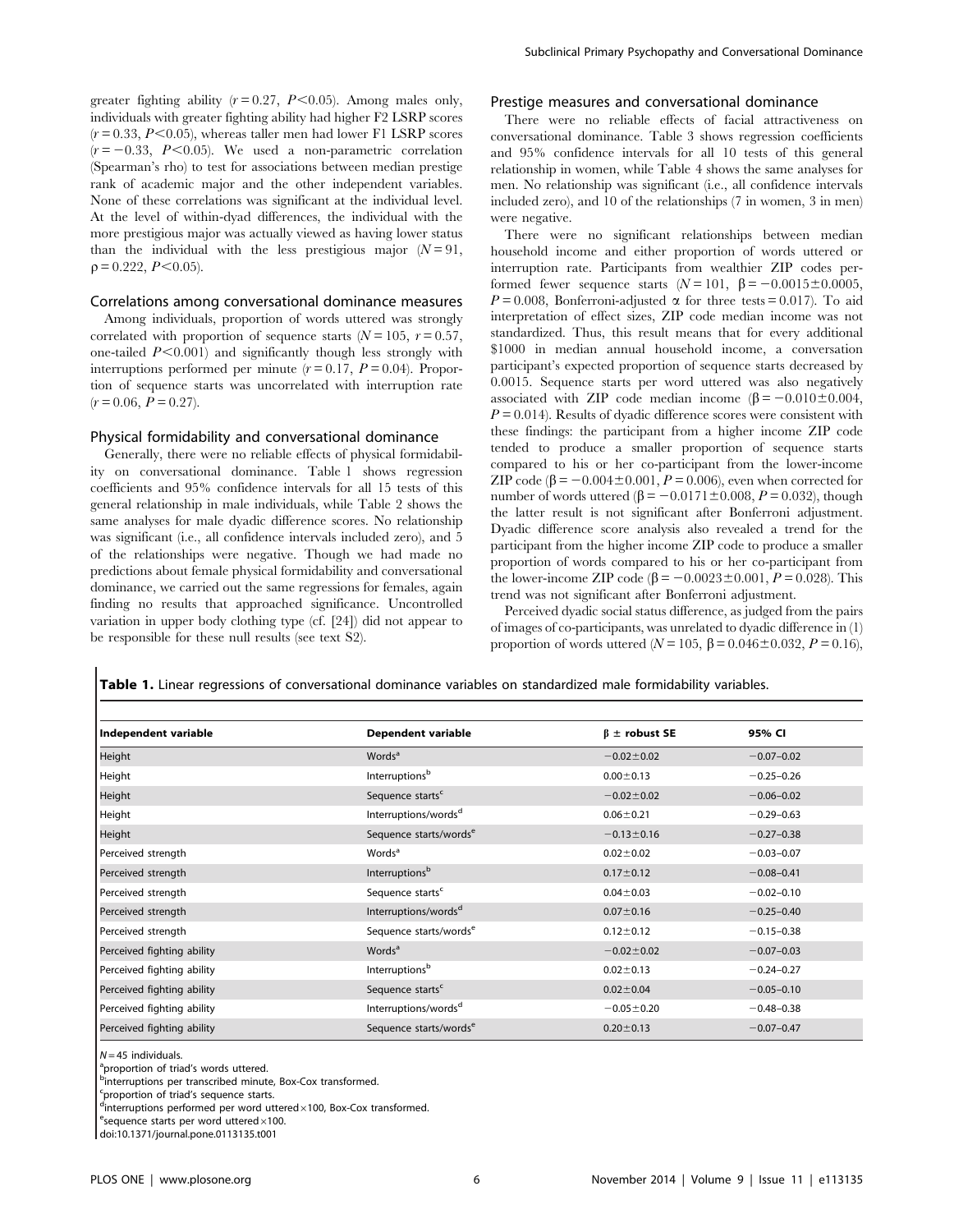greater fighting ability ($r = 0.27$, $P < 0.05$). Among males only, individuals with greater fighting ability had higher F2 LSRP scores ($r = 0.33$, $P < 0.05$), whereas taller men had lower F1 LSRP scores ($r = -0.33$, $P < 0.05$). We used a non-parametric correlation (Spearman's rho) to test for associations between median prestige rank of academic major and the other independent variables. None of these correlations was significant at the individual level. At the level of within-dyad differences, the individual with the more prestigious major was actually viewed as having lower status than the individual with the less prestigious major ($N = 91$, $\rho = 0.222$, $P < 0.05$).

### Correlations among conversational dominance measures

Among individuals, proportion of words uttered was strongly correlated with proportion of sequence starts ($N = 105$, $r = 0.57$, one-tailed $P < 0.001$) and significantly though less strongly with interruptions performed per minute ($r = 0.17$, $P = 0.04$). Proportion of sequence starts was uncorrelated with interruption rate ($r = 0.06$, $P = 0.27$).

### Physical formidability and conversational dominance

Generally, there were no reliable effects of physical formidability on conversational dominance. Table 1 shows regression coefficients and 95% confidence intervals for all 15 tests of this general relationship in male individuals, while Table 2 shows the same analyses for male dyadic difference scores. No relationship was significant (i.e., all confidence intervals included zero), and 5 of the relationships were negative. Though we had made no predictions about female physical formidability and conversational dominance, we carried out the same regressions for females, again finding no results that approached significance. Uncontrolled variation in upper body clothing type (cf. [24]) did not appear to be responsible for these null results (see text S2).

### Prestige measures and conversational dominance

There were no reliable effects of facial attractiveness on conversational dominance. Table 3 shows regression coefficients and 95% confidence intervals for all 10 tests of this general relationship in women, while Table 4 shows the same analyses for men. No relationship was significant (i.e., all confidence intervals included zero), and 10 of the relationships (7 in women, 3 in men) were negative.

There were no significant relationships between median household income and either proportion of words uttered or interruption rate. Participants from wealthier ZIP codes performed fewer sequence starts ($N = 101$, $\beta = -0.0015 \pm 0.0005$, $P = 0.008$, Bonferroni-adjusted $\alpha$ for three tests $= 0.017$). To aid interpretation of effect sizes, ZIP code median income was not standardized. Thus, this result means that for every additional \$1000 in median annual household income, a conversation participant's expected proportion of sequence starts decreased by 0.0015. Sequence starts per word uttered was also negatively associated with ZIP code median income ($\beta = -0.010 \pm 0.004$, $P = 0.014$). Results of dyadic difference scores were consistent with these findings: the participant from a higher income ZIP code tended to produce a smaller proportion of sequence starts compared to his or her co-participant from the lower-income ZIP code ($\beta = -0.004 \pm 0.001$, $P = 0.006$), even when corrected for number of words uttered ($\beta = -0.0171 \pm 0.008$, $P = 0.032$), though the latter result is not significant after Bonferroni adjustment. Dyadic difference score analysis also revealed a trend for the participant from the higher income ZIP code to produce a smaller proportion of words compared to his or her co-participant from the lower-income ZIP code ($\beta = -0.0023 \pm 0.001$, $P = 0.028$). This trend was not significant after Bonferroni adjustment.

Perceived dyadic social status difference, as judged from the pairs of images of co-participants, was unrelated to dyadic difference in (1) proportion of words uttered ($N = 105$, $\beta = 0.046 \pm 0.032$, $P = 0.16$),

**Table 1.** Linear regressions of conversational dominance variables on standardized male formidability variables.

| Independent variable | Dependent variable | β ± robust SE | 95% CI |
|---|---|---|---|
| Height | Words[a] | −0.02±0.02 | −0.07–0.02 |
| Height | Interruptions[b] | 0.00±0.13 | −0.25–0.26 |
| Height | Sequence starts[c] | −0.02±0.02 | −0.06–0.02 |
| Height | Interruptions/words[d] | 0.06±0.21 | −0.29–0.63 |
| Height | Sequence starts/words[e] | −0.13±0.16 | −0.27–0.38 |
| Perceived strength | Words[a] | 0.02±0.02 | −0.03–0.07 |
| Perceived strength | Interruptions[b] | 0.17±0.12 | −0.08–0.41 |
| Perceived strength | Sequence starts[c] | 0.04±0.03 | −0.02–0.10 |
| Perceived strength | Interruptions/words[d] | 0.07±0.16 | −0.25–0.40 |
| Perceived strength | Sequence starts/words[e] | 0.12±0.12 | −0.15–0.38 |
| Perceived fighting ability | Words[a] | −0.02±0.02 | −0.07–0.03 |
| Perceived fighting ability | Interruptions[b] | 0.02±0.13 | −0.24–0.27 |
| Perceived fighting ability | Sequence starts[c] | 0.02±0.04 | −0.05–0.10 |
| Perceived fighting ability | Interruptions/words[d] | −0.05±0.20 | −0.48–0.38 |
| Perceived fighting ability | Sequence starts/words[e] | 0.20±0.13 | −0.07–0.47 |

$N = 45$ individuals.
[a]proportion of triad's words uttered.
[b]interruptions per transcribed minute, Box-Cox transformed.
[c]proportion of triad's sequence starts.
[d]interruptions performed per word uttered×100, Box-Cox transformed.
[e]sequence starts per word uttered×100.
doi:10.1371/journal.pone.0113135.t001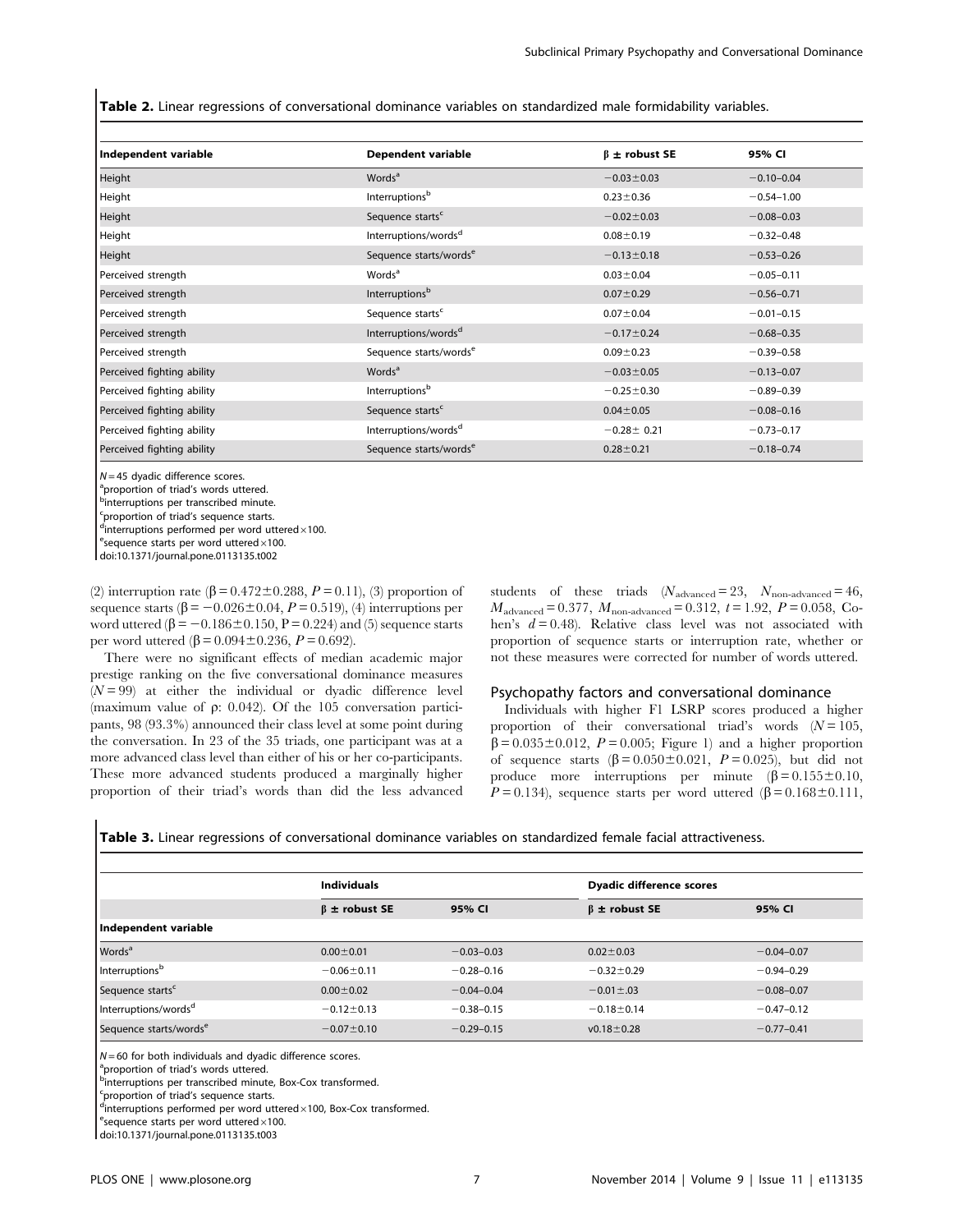**Table 2.** Linear regressions of conversational dominance variables on standardized male formidability variables.

| Independent variable | Dependent variable | β ± robust SE | 95% CI |
|---|---|---|---|
| Height | Words[a] | −0.03±0.03 | −0.10–0.04 |
| Height | Interruptions[b] | 0.23±0.36 | −0.54–1.00 |
| Height | Sequence starts[c] | −0.02±0.03 | −0.08–0.03 |
| Height | Interruptions/words[d] | 0.08±0.19 | −0.32–0.48 |
| Height | Sequence starts/words[e] | −0.13±0.18 | −0.53–0.26 |
| Perceived strength | Words[a] | 0.03±0.04 | −0.05–0.11 |
| Perceived strength | Interruptions[b] | 0.07±0.29 | −0.56–0.71 |
| Perceived strength | Sequence starts[c] | 0.07±0.04 | −0.01–0.15 |
| Perceived strength | Interruptions/words[d] | −0.17±0.24 | −0.68–0.35 |
| Perceived strength | Sequence starts/words[e] | 0.09±0.23 | −0.39–0.58 |
| Perceived fighting ability | Words[a] | −0.03±0.05 | −0.13–0.07 |
| Perceived fighting ability | Interruptions[b] | −0.25±0.30 | −0.89–0.39 |
| Perceived fighting ability | Sequence starts[c] | 0.04±0.05 | −0.08–0.16 |
| Perceived fighting ability | Interruptions/words[d] | −0.28± 0.21 | −0.73–0.17 |
| Perceived fighting ability | Sequence starts/words[e] | 0.28±0.21 | −0.18–0.74 |

$N = 45$ dyadic difference scores.
[a]proportion of triad's words uttered.
[b]interruptions per transcribed minute.
[c]proportion of triad's sequence starts.
[d]interruptions performed per word uttered×100.
[e]sequence starts per word uttered×100.
doi:10.1371/journal.pone.0113135.t002

(2) interruption rate ($\beta = 0.472 \pm 0.288$, $P = 0.11$), (3) proportion of sequence starts ($\beta = -0.026 \pm 0.04$, $P = 0.519$), (4) interruptions per word uttered ($\beta = -0.186 \pm 0.150$, $P = 0.224$) and (5) sequence starts per word uttered ($\beta = 0.094 \pm 0.236$, $P = 0.692$).

There were no significant effects of median academic major prestige ranking on the five conversational dominance measures ($N = 99$) at either the individual or dyadic difference level (maximum value of ρ: 0.042). Of the 105 conversation participants, 98 (93.3%) announced their class level at some point during the conversation. In 23 of the 35 triads, one participant was at a more advanced class level than either of his or her co-participants. These more advanced students produced a marginally higher proportion of their triad's words than did the less advanced students of these triads ($N_{advanced} = 23$, $N_{non\text{-}advanced} = 46$, $M_{advanced} = 0.377$, $M_{non\text{-}advanced} = 0.312$, $t = 1.92$, $P = 0.058$, Cohen's $d = 0.48$). Relative class level was not associated with proportion of sequence starts or interruption rate, whether or not these measures were corrected for number of words uttered.

### Psychopathy factors and conversational dominance

Individuals with higher F1 LSRP scores produced a higher proportion of their conversational triad's words ($N = 105$, $\beta = 0.035 \pm 0.012$, $P = 0.005$; Figure 1) and a higher proportion of sequence starts ($\beta = 0.050 \pm 0.021$, $P = 0.025$), but did not produce more interruptions per minute ($\beta = 0.155 \pm 0.10$, $P = 0.134$), sequence starts per word uttered ($\beta = 0.168 \pm 0.111$,

**Table 3.** Linear regressions of conversational dominance variables on standardized female facial attractiveness.

| | Individuals | | Dyadic difference scores | |
|---|---|---|---|---|
| | β ± robust SE | 95% CI | β ± robust SE | 95% CI |
| **Independent variable** | | | | |
| Words[a] | 0.00±0.01 | −0.03–0.03 | 0.02±0.03 | −0.04–0.07 |
| Interruptions[b] | −0.06±0.11 | −0.28–0.16 | −0.32±0.29 | −0.94–0.29 |
| Sequence starts[c] | 0.00±0.02 | −0.04–0.04 | −0.01±.03 | −0.08–0.07 |
| Interruptions/words[d] | −0.12±0.13 | −0.38–0.15 | −0.18±0.14 | −0.47–0.12 |
| Sequence starts/words[e] | −0.07±0.10 | −0.29–0.15 | v0.18±0.28 | −0.77–0.41 |

$N = 60$ for both individuals and dyadic difference scores.
[a]proportion of triad's words uttered.
[b]interruptions per transcribed minute, Box-Cox transformed.
[c]proportion of triad's sequence starts.
[d]interruptions performed per word uttered×100, Box-Cox transformed.
[e]sequence starts per word uttered×100.
doi:10.1371/journal.pone.0113135.t003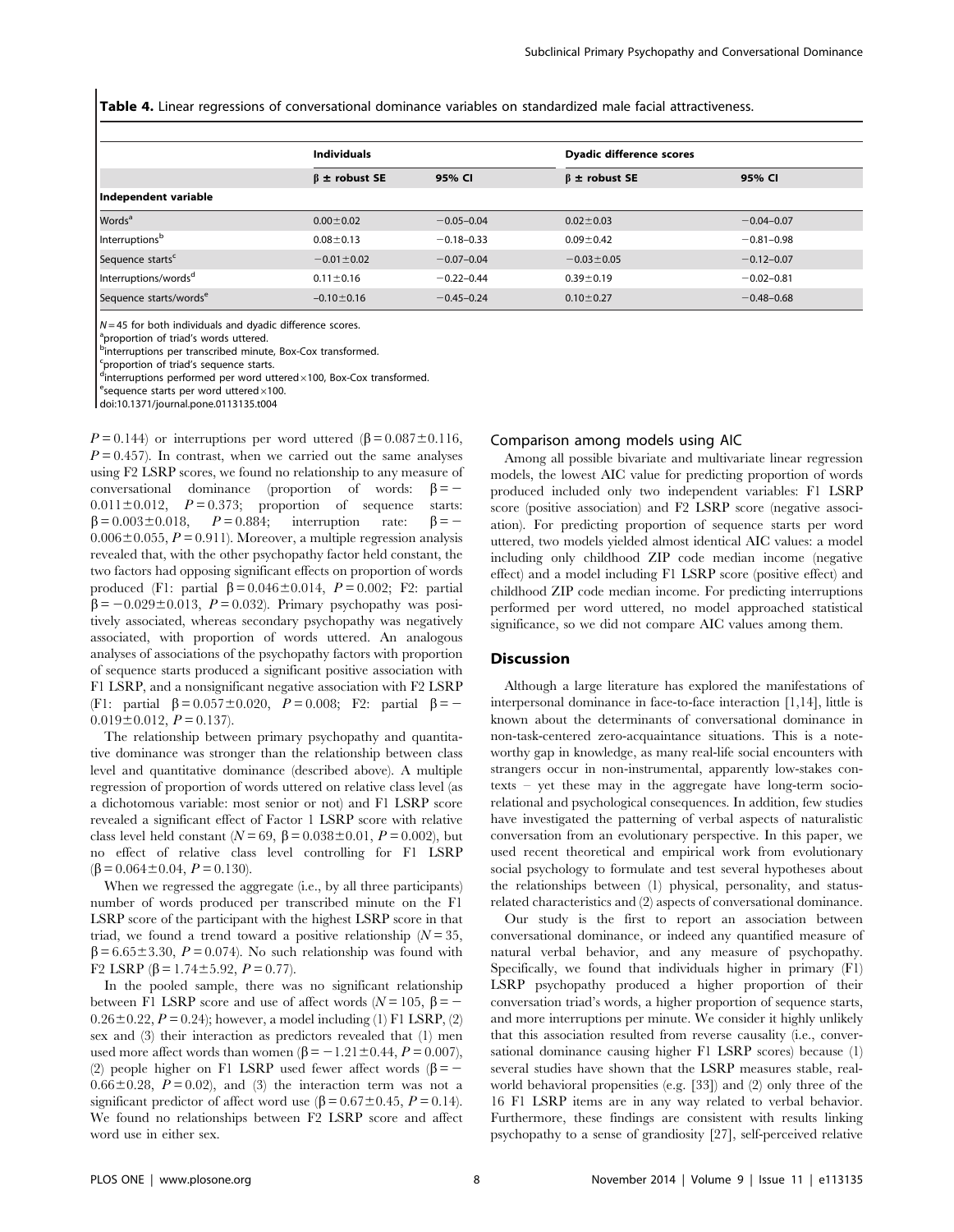**Table 4.** Linear regressions of conversational dominance variables on standardized male facial attractiveness.

| | Individuals | | Dyadic difference scores | |
|---|---|---|---|---|
| | β ± robust SE | 95% CI | β ± robust SE | 95% CI |
| **Independent variable** | | | | |
| Words[a] | 0.00±0.02 | −0.05–0.04 | 0.02±0.03 | −0.04–0.07 |
| Interruptions[b] | 0.08±0.13 | −0.18–0.33 | 0.09±0.42 | −0.81–0.98 |
| Sequence starts[c] | −0.01±0.02 | −0.07–0.04 | −0.03±0.05 | −0.12–0.07 |
| Interruptions/words[d] | 0.11±0.16 | −0.22–0.44 | 0.39±0.19 | −0.02–0.81 |
| Sequence starts/words[e] | −0.10±0.16 | −0.45–0.24 | 0.10±0.27 | −0.48–0.68 |

$N = 45$ for both individuals and dyadic difference scores.
[a]proportion of triad's words uttered.
[b]interruptions per transcribed minute, Box-Cox transformed.
[c]proportion of triad's sequence starts.
[d]interruptions performed per word uttered×100, Box-Cox transformed.
[e]sequence starts per word uttered×100.
doi:10.1371/journal.pone.0113135.t004

$P = 0.144$) or interruptions per word uttered ($\beta = 0.087 \pm 0.116$, $P = 0.457$). In contrast, when we carried out the same analyses using F2 LSRP scores, we found no relationship to any measure of conversational dominance (proportion of words: $\beta = -0.011 \pm 0.012$, $P = 0.373$; proportion of sequence starts: $\beta = 0.003 \pm 0.018$, $P = 0.884$; interruption rate: $\beta = -0.006 \pm 0.055$, $P = 0.911$). Moreover, a multiple regression analysis revealed that, with the other psychopathy factor held constant, the two factors had opposing significant effects on proportion of words produced (F1: partial $\beta = 0.046 \pm 0.014$, $P = 0.002$; F2: partial $\beta = -0.029 \pm 0.013$, $P = 0.032$). Primary psychopathy was positively associated, whereas secondary psychopathy was negatively associated, with proportion of words uttered. An analogous analyses of associations of the psychopathy factors with proportion of sequence starts produced a significant positive association with F1 LSRP, and a nonsignificant negative association with F2 LSRP (F1: partial $\beta = 0.057 \pm 0.020$, $P = 0.008$; F2: partial $\beta = -0.019 \pm 0.012$, $P = 0.137$).

The relationship between primary psychopathy and quantitative dominance was stronger than the relationship between class level and quantitative dominance (described above). A multiple regression of proportion of words uttered on relative class level (as a dichotomous variable: most senior or not) and F1 LSRP score revealed a significant effect of Factor 1 LSRP score with relative class level held constant ($N = 69$, $\beta = 0.038 \pm 0.01$, $P = 0.002$), but no effect of relative class level controlling for F1 LSRP ($\beta = 0.064 \pm 0.04$, $P = 0.130$).

When we regressed the aggregate (i.e., by all three participants) number of words produced per transcribed minute on the F1 LSRP score of the participant with the highest LSRP score in that triad, we found a trend toward a positive relationship ($N = 35$, $\beta = 6.65 \pm 3.30$, $P = 0.074$). No such relationship was found with F2 LSRP ($\beta = 1.74 \pm 5.92$, $P = 0.77$).

In the pooled sample, there was no significant relationship between F1 LSRP score and use of affect words ($N = 105$, $\beta = -0.26 \pm 0.22$, $P = 0.24$); however, a model including (1) F1 LSRP, (2) sex and (3) their interaction as predictors revealed that (1) men used more affect words than women ($\beta = -1.21 \pm 0.44$, $P = 0.007$), (2) people higher on F1 LSRP used fewer affect words ($\beta = -0.66 \pm 0.28$, $P = 0.02$), and (3) the interaction term was not a significant predictor of affect word use ($\beta = 0.67 \pm 0.45$, $P = 0.14$). We found no relationships between F2 LSRP score and affect word use in either sex.

### Comparison among models using AIC

Among all possible bivariate and multivariate linear regression models, the lowest AIC value for predicting proportion of words produced included only two independent variables: F1 LSRP score (positive association) and F2 LSRP score (negative association). For predicting proportion of sequence starts per word uttered, two models yielded almost identical AIC values: a model including only childhood ZIP code median income (negative effect) and a model including F1 LSRP score (positive effect) and childhood ZIP code median income. For predicting interruptions performed per word uttered, no model approached statistical significance, so we did not compare AIC values among them.

## Discussion

Although a large literature has explored the manifestations of interpersonal dominance in face-to-face interaction [1,14], little is known about the determinants of conversational dominance in non-task-centered zero-acquaintance situations. This is a noteworthy gap in knowledge, as many real-life social encounters with strangers occur in non-instrumental, apparently low-stakes contexts – yet these may in the aggregate have long-term socio-relational and psychological consequences. In addition, few studies have investigated the patterning of verbal aspects of naturalistic conversation from an evolutionary perspective. In this paper, we used recent theoretical and empirical work from evolutionary social psychology to formulate and test several hypotheses about the relationships between (1) physical, personality, and status-related characteristics and (2) aspects of conversational dominance.

Our study is the first to report an association between conversational dominance, or indeed any quantified measure of natural verbal behavior, and any measure of psychopathy. Specifically, we found that individuals higher in primary (F1) LSRP psychopathy produced a higher proportion of their conversation triad's words, a higher proportion of sequence starts, and more interruptions per minute. We consider it highly unlikely that this association resulted from reverse causality (i.e., conversational dominance causing higher F1 LSRP scores) because (1) several studies have shown that the LSRP measures stable, real-world behavioral propensities (e.g. [33]) and (2) only three of the 16 F1 LSRP items are in any way related to verbal behavior. Furthermore, these findings are consistent with results linking psychopathy to a sense of grandiosity [27], self-perceived relative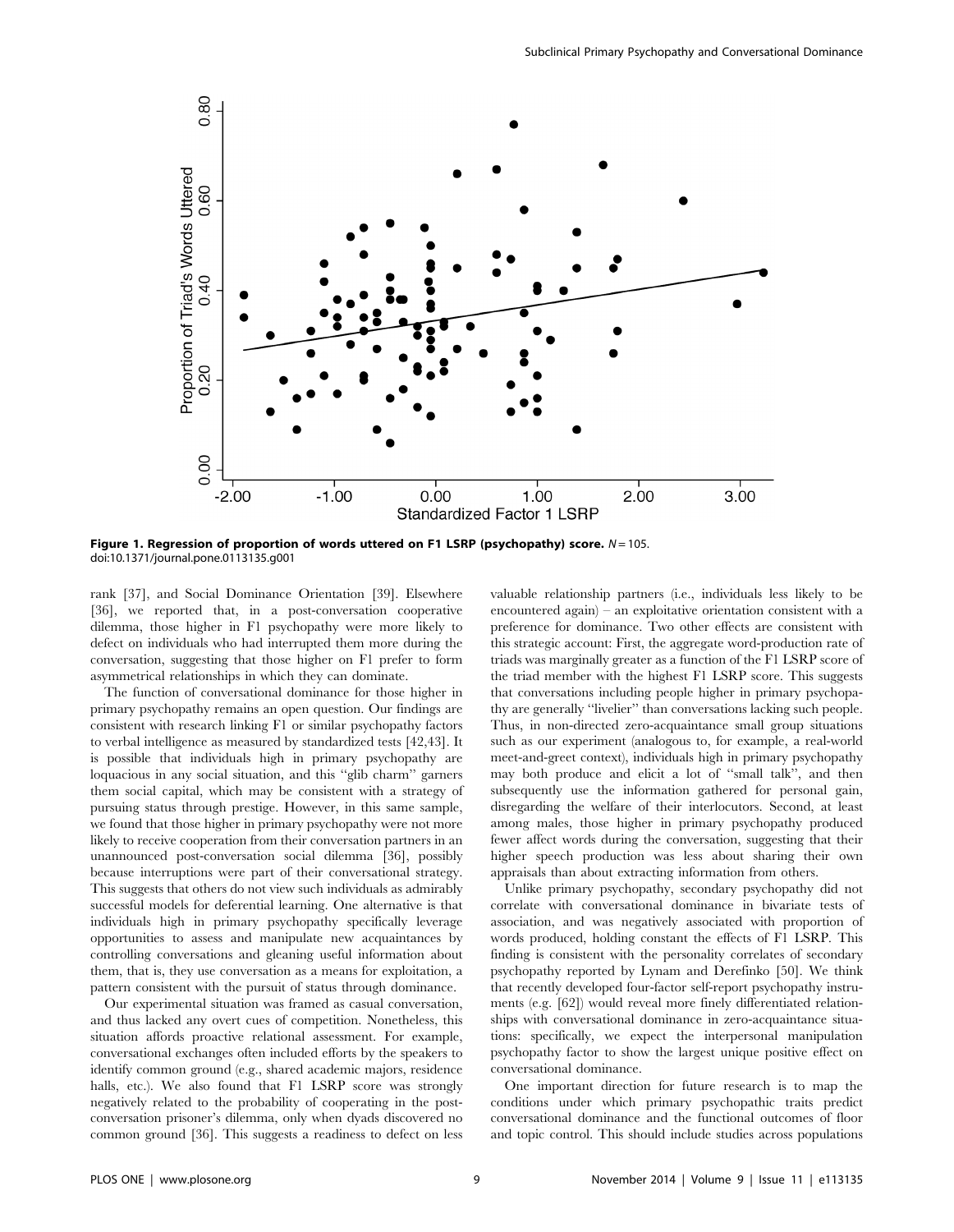Figure 1. **Regression of proportion of words uttered on F1 LSRP (psychopathy) score.** $N = 105$.
doi:10.1371/journal.pone.0113135.g001

rank [37], and Social Dominance Orientation [39]. Elsewhere [36], we reported that, in a post-conversation cooperative dilemma, those higher in F1 psychopathy were more likely to defect on individuals who had interrupted them more during the conversation, suggesting that those higher on F1 prefer to form asymmetrical relationships in which they can dominate.

The function of conversational dominance for those higher in primary psychopathy remains an open question. Our findings are consistent with research linking F1 or similar psychopathy factors to verbal intelligence as measured by standardized tests [42,43]. It is possible that individuals high in primary psychopathy are loquacious in any social situation, and this ''glib charm'' garners them social capital, which may be consistent with a strategy of pursuing status through prestige. However, in this same sample, we found that those higher in primary psychopathy were not more likely to receive cooperation from their conversation partners in an unannounced post-conversation social dilemma [36], possibly because interruptions were part of their conversational strategy. This suggests that others do not view such individuals as admirably successful models for deferential learning. One alternative is that individuals high in primary psychopathy specifically leverage opportunities to assess and manipulate new acquaintances by controlling conversations and gleaning useful information about them, that is, they use conversation as a means for exploitation, a pattern consistent with the pursuit of status through dominance.

Our experimental situation was framed as casual conversation, and thus lacked any overt cues of competition. Nonetheless, this situation affords proactive relational assessment. For example, conversational exchanges often included efforts by the speakers to identify common ground (e.g., shared academic majors, residence halls, etc.). We also found that F1 LSRP score was strongly negatively related to the probability of cooperating in the post-conversation prisoner's dilemma, only when dyads discovered no common ground [36]. This suggests a readiness to defect on less valuable relationship partners (i.e., individuals less likely to be encountered again) – an exploitative orientation consistent with a preference for dominance. Two other effects are consistent with this strategic account: First, the aggregate word-production rate of triads was marginally greater as a function of the F1 LSRP score of the triad member with the highest F1 LSRP score. This suggests that conversations including people higher in primary psychopathy are generally ''livelier'' than conversations lacking such people. Thus, in non-directed zero-acquaintance small group situations such as our experiment (analogous to, for example, a real-world meet-and-greet context), individuals high in primary psychopathy may both produce and elicit a lot of ''small talk'', and then subsequently use the information gathered for personal gain, disregarding the welfare of their interlocutors. Second, at least among males, those higher in primary psychopathy produced fewer affect words during the conversation, suggesting that their higher speech production was less about sharing their own appraisals than about extracting information from others.

Unlike primary psychopathy, secondary psychopathy did not correlate with conversational dominance in bivariate tests of association, and was negatively associated with proportion of words produced, holding constant the effects of F1 LSRP. This finding is consistent with the personality correlates of secondary psychopathy reported by Lynam and Derefinko [50]. We think that recently developed four-factor self-report psychopathy instruments (e.g. [62]) would reveal more finely differentiated relationships with conversational dominance in zero-acquaintance situations: specifically, we expect the interpersonal manipulation psychopathy factor to show the largest unique positive effect on conversational dominance.

One important direction for future research is to map the conditions under which primary psychopathic traits predict conversational dominance and the functional outcomes of floor and topic control. This should include studies across populations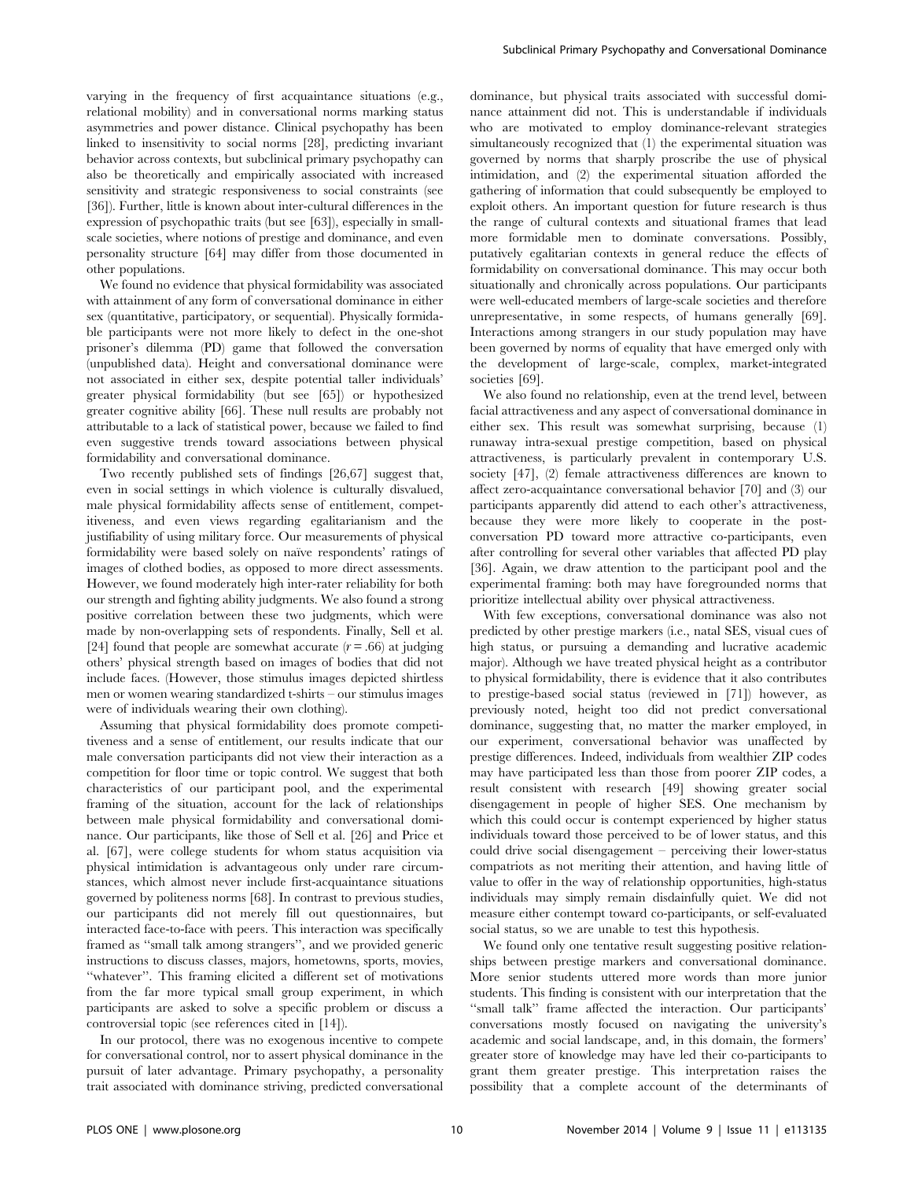varying in the frequency of first acquaintance situations (e.g., relational mobility) and in conversational norms marking status asymmetries and power distance. Clinical psychopathy has been linked to insensitivity to social norms [28], predicting invariant behavior across contexts, but subclinical primary psychopathy can also be theoretically and empirically associated with increased sensitivity and strategic responsiveness to social constraints (see [36]). Further, little is known about inter-cultural differences in the expression of psychopathic traits (but see [63]), especially in small-scale societies, where notions of prestige and dominance, and even personality structure [64] may differ from those documented in other populations.

We found no evidence that physical formidability was associated with attainment of any form of conversational dominance in either sex (quantitative, participatory, or sequential). Physically formidable participants were not more likely to defect in the one-shot prisoner's dilemma (PD) game that followed the conversation (unpublished data). Height and conversational dominance were not associated in either sex, despite potential taller individuals' greater physical formidability (but see [65]) or hypothesized greater cognitive ability [66]. These null results are probably not attributable to a lack of statistical power, because we failed to find even suggestive trends toward associations between physical formidability and conversational dominance.

Two recently published sets of findings [26,67] suggest that, even in social settings in which violence is culturally disvalued, male physical formidability affects sense of entitlement, competitiveness, and even views regarding egalitarianism and the justifiability of using military force. Our measurements of physical formidability were based solely on naïve respondents' ratings of images of clothed bodies, as opposed to more direct assessments. However, we found moderately high inter-rater reliability for both our strength and fighting ability judgments. We also found a strong positive correlation between these two judgments, which were made by non-overlapping sets of respondents. Finally, Sell et al. [24] found that people are somewhat accurate ($r = .66$) at judging others' physical strength based on images of bodies that did not include faces. (However, those stimulus images depicted shirtless men or women wearing standardized t-shirts – our stimulus images were of individuals wearing their own clothing).

Assuming that physical formidability does promote competitiveness and a sense of entitlement, our results indicate that our male conversation participants did not view their interaction as a competition for floor time or topic control. We suggest that both characteristics of our participant pool, and the experimental framing of the situation, account for the lack of relationships between male physical formidability and conversational dominance. Our participants, like those of Sell et al. [26] and Price et al. [67], were college students for whom status acquisition via physical intimidation is advantageous only under rare circumstances, which almost never include first-acquaintance situations governed by politeness norms [68]. In contrast to previous studies, our participants did not merely fill out questionnaires, but interacted face-to-face with peers. This interaction was specifically framed as "small talk among strangers", and we provided generic instructions to discuss classes, majors, hometowns, sports, movies, "whatever". This framing elicited a different set of motivations from the far more typical small group experiment, in which participants are asked to solve a specific problem or discuss a controversial topic (see references cited in [14]).

In our protocol, there was no exogenous incentive to compete for conversational control, nor to assert physical dominance in the pursuit of later advantage. Primary psychopathy, a personality trait associated with dominance striving, predicted conversational dominance, but physical traits associated with successful dominance attainment did not. This is understandable if individuals who are motivated to employ dominance-relevant strategies simultaneously recognized that (1) the experimental situation was governed by norms that sharply proscribe the use of physical intimidation, and (2) the experimental situation afforded the gathering of information that could subsequently be employed to exploit others. An important question for future research is thus the range of cultural contexts and situational frames that lead more formidable men to dominate conversations. Possibly, putatively egalitarian contexts in general reduce the effects of formidability on conversational dominance. This may occur both situationally and chronically across populations. Our participants were well-educated members of large-scale societies and therefore unrepresentative, in some respects, of humans generally [69]. Interactions among strangers in our study population may have been governed by norms of equality that have emerged only with the development of large-scale, complex, market-integrated societies [69].

We also found no relationship, even at the trend level, between facial attractiveness and any aspect of conversational dominance in either sex. This result was somewhat surprising, because (1) runaway intra-sexual prestige competition, based on physical attractiveness, is particularly prevalent in contemporary U.S. society [47], (2) female attractiveness differences are known to affect zero-acquaintance conversational behavior [70] and (3) our participants apparently did attend to each other's attractiveness, because they were more likely to cooperate in the post-conversation PD toward more attractive co-participants, even after controlling for several other variables that affected PD play [36]. Again, we draw attention to the participant pool and the experimental framing: both may have foregrounded norms that prioritize intellectual ability over physical attractiveness.

With few exceptions, conversational dominance was also not predicted by other prestige markers (i.e., natal SES, visual cues of high status, or pursuing a demanding and lucrative academic major). Although we have treated physical height as a contributor to physical formidability, there is evidence that it also contributes to prestige-based social status (reviewed in [71]) however, as previously noted, height too did not predict conversational dominance, suggesting that, no matter the marker employed, in our experiment, conversational behavior was unaffected by prestige differences. Indeed, individuals from wealthier ZIP codes may have participated less than those from poorer ZIP codes, a result consistent with research [49] showing greater social disengagement in people of higher SES. One mechanism by which this could occur is contempt experienced by higher status individuals toward those perceived to be of lower status, and this could drive social disengagement – perceiving their lower-status compatriots as not meriting their attention, and having little of value to offer in the way of relationship opportunities, high-status individuals may simply remain disdainfully quiet. We did not measure either contempt toward co-participants, or self-evaluated social status, so we are unable to test this hypothesis.

We found only one tentative result suggesting positive relationships between prestige markers and conversational dominance. More senior students uttered more words than more junior students. This finding is consistent with our interpretation that the "small talk" frame affected the interaction. Our participants' conversations mostly focused on navigating the university's academic and social landscape, and, in this domain, the formers' greater store of knowledge may have led their co-participants to grant them greater prestige. This interpretation raises the possibility that a complete account of the determinants of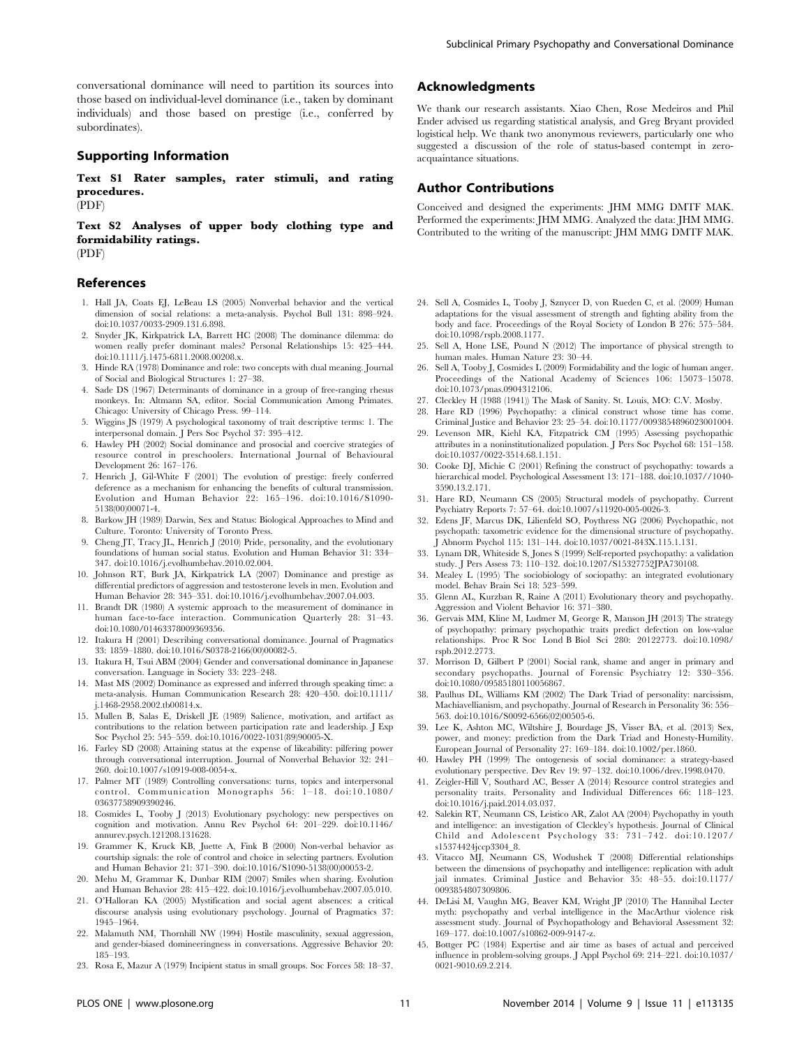conversational dominance will need to partition its sources into those based on individual-level dominance (i.e., taken by dominant individuals) and those based on prestige (i.e., conferred by subordinates).

## Supporting Information

**Text S1 Rater samples, rater stimuli, and rating procedures.**
(PDF)

**Text S2 Analyses of upper body clothing type and formidability ratings.**
(PDF)

## Acknowledgments

We thank our research assistants. Xiao Chen, Rose Medeiros and Phil Ender advised us regarding statistical analysis, and Greg Bryant provided logistical help. We thank two anonymous reviewers, particularly one who suggested a discussion of the role of status-based contempt in zero-acquaintance situations.

## Author Contributions

Conceived and designed the experiments: JHM MMG DMTF MAK. Performed the experiments: JHM MMG. Analyzed the data: JHM MMG. Contributed to the writing of the manuscript: JHM MMG DMTF MAK.

## References

1. Hall JA, Coats EJ, LeBeau LS (2005) Nonverbal behavior and the vertical dimension of social relations: a meta-analysis. Psychol Bull 131: 898–924. doi:10.1037/0033-2909.131.6.898.
2. Snyder JK, Kirkpatrick LA, Barrett HC (2008) The dominance dilemma: do women really prefer dominant males? Personal Relationships 15: 425–444. doi:10.1111/j.1475-6811.2008.00208.x.
3. Hinde RA (1978) Dominance and role: two concepts with dual meaning. Journal of Social and Biological Structures 1: 27–38.
4. Sade DS (1967) Determinants of dominance in a group of free-ranging rhesus monkeys. In: Altmann SA, editor. Social Communication Among Primates. Chicago: University of Chicago Press. 99–114.
5. Wiggins JS (1979) A psychological taxonomy of trait descriptive terms: 1. The interpersonal domain. J Pers Soc Psychol 37: 395–412.
6. Hawley PH (2002) Social dominance and prosocial and coercive strategies of resource control in preschoolers. International Journal of Behavioural Development 26: 167–176.
7. Henrich J, Gil-White F (2001) The evolution of prestige: freely conferred deference as a mechanism for enhancing the benefits of cultural transmission. Evolution and Human Behavior 22: 165–196. doi:10.1016/S1090-5138(00)00071-4.
8. Barkow JH (1989) Darwin, Sex and Status: Biological Approaches to Mind and Culture. Toronto: University of Toronto Press.
9. Cheng JT, Tracy JL, Henrich J (2010) Pride, personality, and the evolutionary foundations of human social status. Evolution and Human Behavior 31: 334–347. doi:10.1016/j.evolhumbehav.2010.02.004.
10. Johnson RT, Burk JA, Kirkpatrick LA (2007) Dominance and prestige as differential predictors of aggression and testosterone levels in men. Evolution and Human Behavior 28: 345–351. doi:10.1016/j.evolhumbehav.2007.04.003.
11. Brandt DR (1980) A systemic approach to the measurement of dominance in human face-to-face interaction. Communication Quarterly 28: 31–43. doi:10.1080/01463378009369356.
12. Itakura H (2001) Describing conversational dominance. Journal of Pragmatics 33: 1859–1880. doi:10.1016/S0378-2166(00)00082-5.
13. Itakura H, Tsui ABM (2004) Gender and conversational dominance in Japanese conversation. Language in Society 33: 223–248.
14. Mast MS (2002) Dominance as expressed and inferred through speaking time: a meta-analysis. Human Communication Research 28: 420–450. doi:10.1111/j.1468-2958.2002.tb00814.x.
15. Mullen B, Salas E, Driskell JE (1989) Salience, motivation, and artifact as contributions to the relation between participation rate and leadership. J Exp Soc Psychol 25: 545–559. doi:10.1016/0022-1031(89)90005-X.
16. Farley SD (2008) Attaining status at the expense of likeability: pilfering power through conversational interruption. Journal of Nonverbal Behavior 32: 241–260. doi:10.1007/s10919-008-0054-x.
17. Palmer MT (1989) Controlling conversations: turns, topics and interpersonal control. Communication Monographs 56: 1–18. doi:10.1080/03637758909390246.
18. Cosmides L, Tooby J (2013) Evolutionary psychology: new perspectives on cognition and motivation. Annu Rev Psychol 64: 201–229. doi:10.1146/annurev.psych.121208.131628.
19. Grammer K, Kruck KB, Juette A, Fink B (2000) Non-verbal behavior as courtship signals: the role of control and choice in selecting partners. Evolution and Human Behavior 21: 371–390. doi:10.1016/S1090-5138(00)00053-2.
20. Mehu M, Grammar K, Dunbar RIM (2007) Smiles when sharing. Evolution and Human Behavior 28: 415–422. doi:10.1016/j.evolhumbehav.2007.05.010.
21. O'Halloran KA (2005) Mystification and social agent absences: a critical discourse analysis using evolutionary psychology. Journal of Pragmatics 37: 1945–1964.
22. Malamuth NM, Thornhill NW (1994) Hostile masculinity, sexual aggression, and gender-biased domineeringness in conversations. Aggressive Behavior 20: 185–193.
23. Rosa E, Mazur A (1979) Incipient status in small groups. Soc Forces 58: 18–37.
24. Sell A, Cosmides L, Tooby J, Sznycer D, von Rueden C, et al. (2009) Human adaptations for the visual assessment of strength and fighting ability from the body and face. Proceedings of the Royal Society of London B 276: 575–584. doi:10.1098/rspb.2008.1177.
25. Sell A, Hone LSE, Pound N (2012) The importance of physical strength to human males. Human Nature 23: 30–44.
26. Sell A, Tooby J, Cosmides L (2009) Formidability and the logic of human anger. Proceedings of the National Academy of Sciences 106: 15073–15078. doi:10.1073/pnas.0904312106.
27. Cleckley H (1988 (1941)) The Mask of Sanity. St. Louis, MO: C.V. Mosby.
28. Hare RD (1996) Psychopathy: a clinical construct whose time has come. Criminal Justice and Behavior 23: 25–54. doi:10.1177/0093854896023001004.
29. Levenson MR, Kiehl KA, Fitzpatrick CM (1995) Assessing psychopathic attributes in a noninstitutionalized population. J Pers Soc Psychol 68: 151–158. doi:10.1037/0022-3514.68.1.151.
30. Cooke DJ, Michie C (2001) Refining the construct of psychopathy: towards a hierarchical model. Psychological Assessment 13: 171–188. doi:10.1037//1040-3590.13.2.171.
31. Hare RD, Neumann CS (2005) Structural models of psychopathy. Current Psychiatry Reports 7: 57–64. doi:10.1007/s11920-005-0026-3.
32. Edens JF, Marcus DK, Lilienfeld SO, Poythress NG (2006) Psychopathic, not psychopath: taxometric evidence for the dimensional structure of psychopathy. J Abnorm Psychol 115: 131–144. doi:10.1037/0021-843X.115.1.131.
33. Lynam DR, Whiteside S, Jones S (1999) Self-reported psychopathy: a validation study. J Pers Assess 73: 110–132. doi:10.1207/S15327752JPA730108.
34. Mealey L (1995) The sociobiology of sociopathy: an integrated evolutionary model. Behav Brain Sci 18: 523–599.
35. Glenn AL, Kurzban R, Raine A (2011) Evolutionary theory and psychopathy. Aggression and Violent Behavior 16: 371–380.
36. Gervais MM, Kline M, Ludmer M, George R, Manson JH (2013) The strategy of psychopathy: primary psychopathic traits predict defection on low-value relationships. Proc R Soc Lond B Biol Sci 280: 20122773. doi:10.1098/rspb.2012.2773.
37. Morrison D, Gilbert P (2001) Social rank, shame and anger in primary and secondary psychopaths. Journal of Forensic Psychiatry 12: 330–356. doi:10.1080/09585180110056867.
38. Paulhus DL, Williams KM (2002) The Dark Triad of personality: narcissism, Machiavellianism, and psychopathy. Journal of Research in Personality 36: 556–563. doi:10.1016/S0092-6566(02)00505-6.
39. Lee K, Ashton MC, Wiltshire J, Bourdage JS, Visser BA, et al. (2013) Sex, power, and money: prediction from the Dark Triad and Honesty-Humility. European Journal of Personality 27: 169–184. doi:10.1002/per.1860.
40. Hawley PH (1999) The ontogenesis of social dominance: a strategy-based evolutionary perspective. Dev Rev 19: 97–132. doi:10.1006/drev.1998.0470.
41. Zeigler-Hill V, Southard AC, Besser A (2014) Resource control strategies and personality traits. Personality and Individual Differences 66: 118–123. doi:10.1016/j.paid.2014.03.037.
42. Salekin RT, Neumann CS, Leistico AR, Zalot AA (2004) Psychopathy in youth and intelligence: an investigation of Cleckley's hypothesis. Journal of Clinical Child and Adolescent Psychology 33: 731–742. doi:10.1207/s15374424jccp3304_8.
43. Vitacco MJ, Neumann CS, Wodushek T (2008) Differential relationships between the dimensions of psychopathy and intelligence: replication with adult jail inmates. Criminal Justice and Behavior 35: 48–55. doi:10.1177/0093854807309806.
44. DeLisi M, Vaughn MG, Beaver KM, Wright JP (2010) The Hannibal Lecter myth: psychopathy and verbal intelligence in the MacArthur violence risk assessment study. Journal of Psychopathology and Behavioral Assessment 32: 169–177. doi:10.1007/s10862-009-9147-z.
45. Bottger PC (1984) Expertise and air time as bases of actual and perceived influence in problem-solving groups. J Appl Psychol 69: 214–221. doi:10.1037/0021-9010.69.2.214.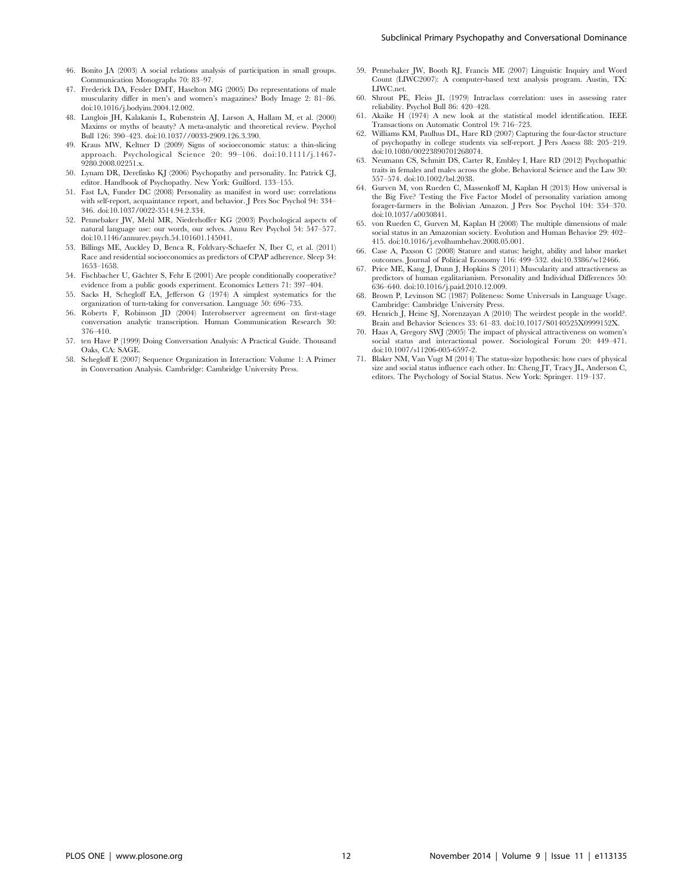46. Bonito JA (2003) A social relations analysis of participation in small groups. Communication Monographs 70: 83–97.
47. Frederick DA, Fessler DMT, Haselton MG (2005) Do representations of male muscularity differ in men's and women's magazines? Body Image 2: 81–86. doi:10.1016/j.bodyim.2004.12.002.
48. Langlois JH, Kalakanis L, Rubenstein AJ, Larson A, Hallam M, et al. (2000) Maxims or myths of beauty? A meta-analytic and theoretical review. Psychol Bull 126: 390–423. doi:10.1037//0033-2909.126.3.390.
49. Kraus MW, Keltner D (2009) Signs of socioeconomic status: a thin-slicing approach. Psychological Science 20: 99–106. doi:10.1111/j.1467-9280.2008.02251.x.
50. Lynam DR, Derefinko KJ (2006) Psychopathy and personality. In: Patrick CJ, editor. Handbook of Psychopathy. New York: Guilford. 133–155.
51. Fast LA, Funder DC (2008) Personality as manifest in word use: correlations with self-report, acquaintance report, and behavior. J Pers Soc Psychol 94: 334–346. doi:10.1037/0022-3514.94.2.334.
52. Pennebaker JW, Mehl MR, Niederhoffer KG (2003) Psychological aspects of natural language use: our words, our selves. Annu Rev Psychol 54: 547–577. doi:10.1146/annurev.psych.54.101601.145041.
53. Billings ME, Auckley D, Benca R, Foldvary-Schaefer N, Iber C, et al. (2011) Race and residential socioeconomics as predictors of CPAP adherence. Sleep 34: 1653–1658.
54. Fischbacher U, Gächter S, Fehr E (2001) Are people conditionally cooperative? evidence from a public goods experiment. Economics Letters 71: 397–404.
55. Sacks H, Schegloff EA, Jefferson G (1974) A simplest systematics for the organization of turn-taking for conversation. Language 50: 696–735.
56. Roberts F, Robinson JD (2004) Interobserver agreement on first-stage conversation analytic transcription. Human Communication Research 30: 376–410.
57. ten Have P (1999) Doing Conversation Analysis: A Practical Guide. Thousand Oaks, CA: SAGE.
58. Schegloff E (2007) Sequence Organization in Interaction: Volume 1: A Primer in Conversation Analysis. Cambridge: Cambridge University Press.
59. Pennebaker JW, Booth RJ, Francis ME (2007) Linguistic Inquiry and Word Count (LIWC2007): A computer-based text analysis program. Austin, TX: LIWC.net.
60. Shrout PE, Fleiss JL (1979) Intraclass correlation: uses in assessing rater reliability. Psychol Bull 86: 420–428.
61. Akaike H (1974) A new look at the statistical model identification. IEEE Transactions on Automatic Control 19: 716–723.
62. Williams KM, Paulhus DL, Hare RD (2007) Capturing the four-factor structure of psychopathy in college students via self-report. J Pers Assess 88: 205–219. doi:10.1080/00223890701268074.
63. Neumann CS, Schmitt DS, Carter R, Embley I, Hare RD (2012) Psychopathic traits in females and males across the globe. Behavioral Science and the Law 30: 557–574. doi:10.1002/bsl.2038.
64. Gurven M, von Rueden C, Massenkoff M, Kaplan H (2013) How universal is the Big Five? Testing the Five Factor Model of personality variation among forager-farmers in the Bolivian Amazon. J Pers Soc Psychol 104: 354–370. doi:10.1037/a0030841.
65. von Rueden C, Gurven M, Kaplan H (2008) The multiple dimensions of male social status in an Amazonian society. Evolution and Human Behavior 29: 402–415. doi:10.1016/j.evolhumbehav.2008.05.001.
66. Case A, Paxson C (2008) Stature and status: height, ability and labor market outcomes. Journal of Political Economy 116: 499–532. doi:10.3386/w12466.
67. Price ME, Kang J, Dunn J, Hopkins S (2011) Muscularity and attractiveness as predictors of human egalitarianism. Personality and Individual Differences 50: 636–640. doi:10.1016/j.paid.2010.12.009.
68. Brown P, Levinson SC (1987) Politeness: Some Universals in Language Usage. Cambridge: Cambridge University Press.
69. Henrich J, Heine SJ, Norenzayan A (2010) The weirdest people in the world?. Brain and Behavior Sciences 33: 61–83. doi:10.1017/S0140525X0999152X.
70. Haas A, Gregory SWJ (2005) The impact of physical attractiveness on women's social status and interactional power. Sociological Forum 20: 449–471. doi:10.1007/s11206-005-6597-2.
71. Blaker NM, Van Vugt M (2014) The status-size hypothesis: how cues of physical size and social status influence each other. In: Cheng JT, Tracy JL, Anderson C, editors. The Psychology of Social Status. New York: Springer. 119–137.